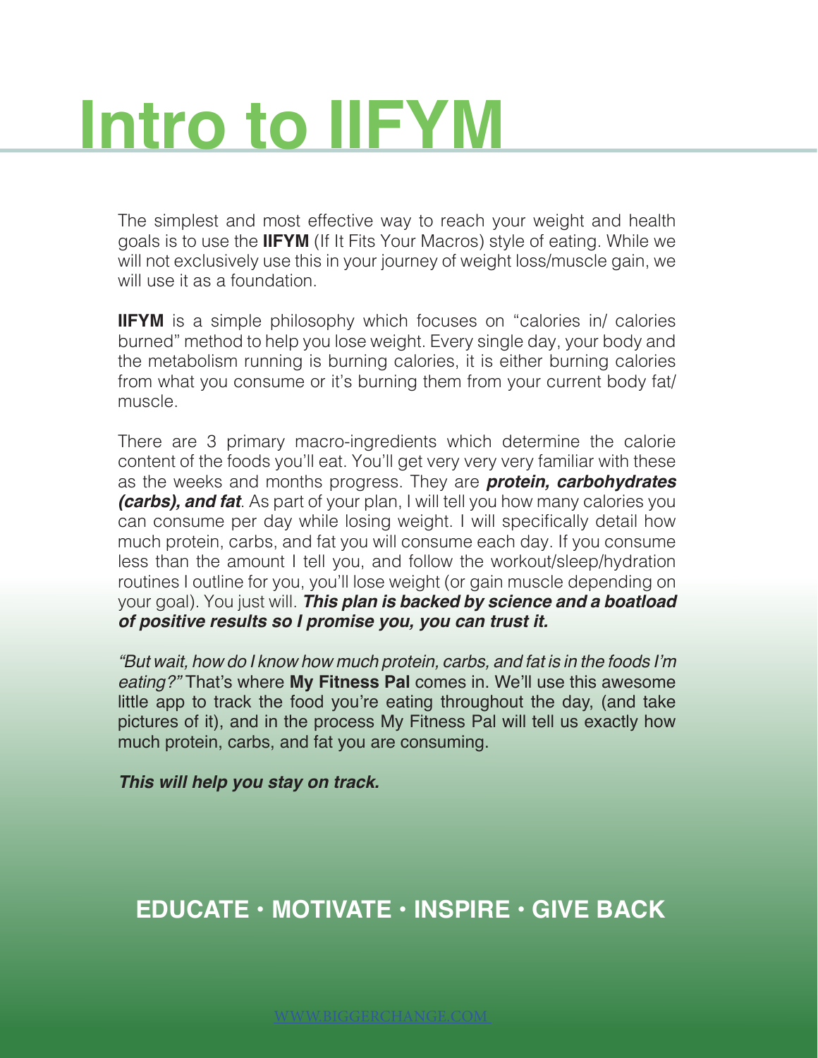# Intro to IIFYM

The simplest and most effective way to reach your weight and health goals is to use the **IIFYM** (If It Fits Your Macros) style of eating. While we will not exclusively use this in your journey of weight loss/muscle gain, we will use it as a foundation.

**IIFYM** is a simple philosophy which focuses on "calories in/ calories burned" method to help you lose weight. Every single day, your body and the metabolism running is burning calories, it is either burning calories from what you consume or it's burning them from your current body fat/ muscle.

There are 3 primary macro-ingredients which determine the calorie content of the foods you'll eat. You'll get very very very familiar with these as the weeks and months progress. They are ***protein, carbohydrates (carbs), and fat***. As part of your plan, I will tell you how many calories you can consume per day while losing weight. I will specifically detail how much protein, carbs, and fat you will consume each day. If you consume less than the amount I tell you, and follow the workout/sleep/hydration routines I outline for you, you'll lose weight (or gain muscle depending on your goal). You just will. ***This plan is backed by science and a boatload of positive results so I promise you, you can trust it.***

*"But wait, how do I know how much protein, carbs, and fat is in the foods I'm eating?"* That's where **My Fitness Pal** comes in. We'll use this awesome little app to track the food you're eating throughout the day, (and take pictures of it), and in the process My Fitness Pal will tell us exactly how much protein, carbs, and fat you are consuming.

***This will help you stay on track.***

## EDUCATE • MOTIVATE • INSPIRE • GIVE BACK

WWW.BIGGERCHANGE.COM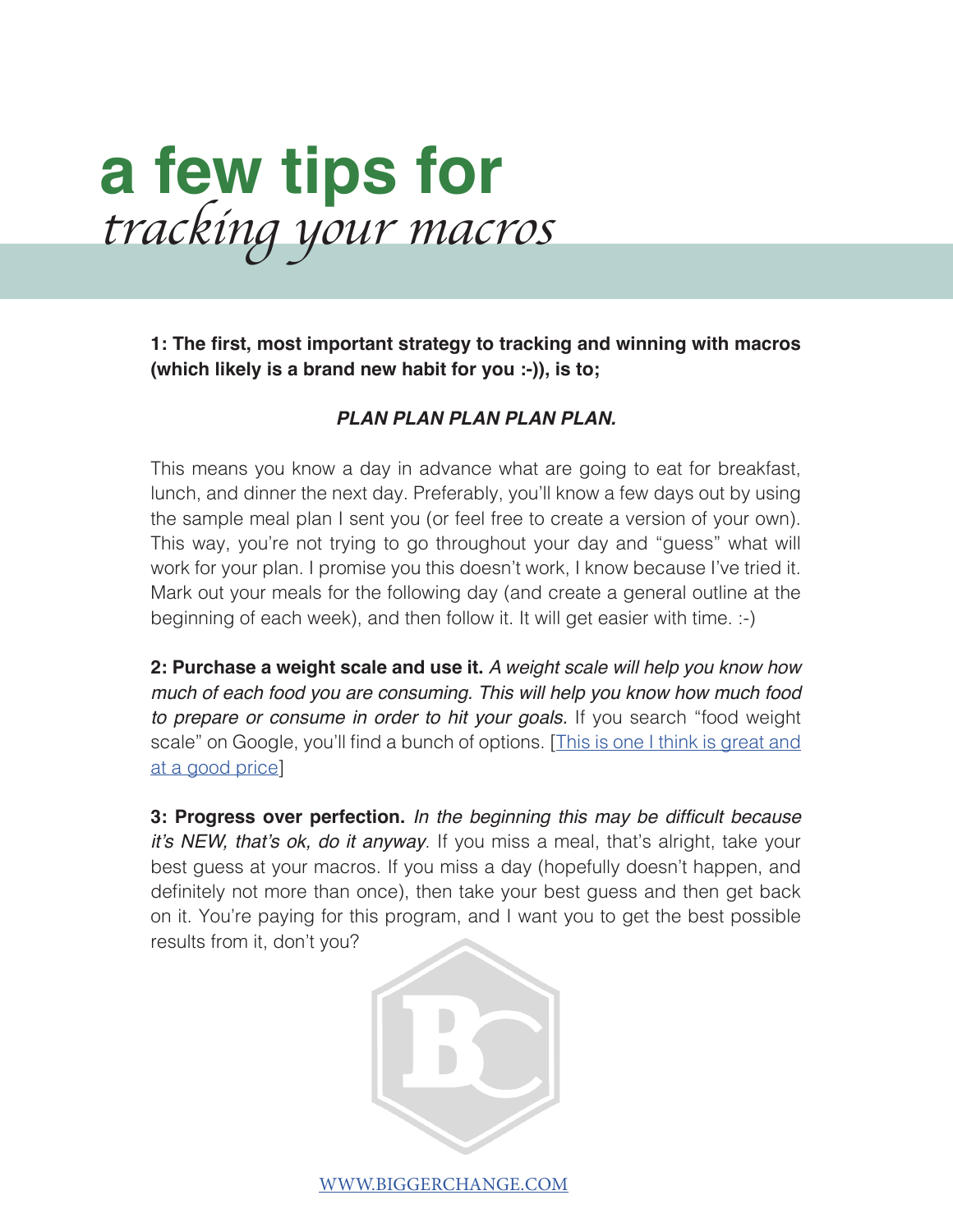# a few tips for *tracking your macros*

**1: The first, most important strategy to tracking and winning with macros (which likely is a brand new habit for you :-)), is to;**

***PLAN PLAN PLAN PLAN PLAN.***

This means you know a day in advance what are going to eat for breakfast, lunch, and dinner the next day. Preferably, you'll know a few days out by using the sample meal plan I sent you (or feel free to create a version of your own). This way, you're not trying to go throughout your day and "guess" what will work for your plan. I promise you this doesn't work, I know because I've tried it. Mark out your meals for the following day (and create a general outline at the beginning of each week), and then follow it. It will get easier with time. :-)

**2: Purchase a weight scale and use it.** *A weight scale will help you know how much of each food you are consuming. This will help you know how much food to prepare or consume in order to hit your goals.* If you search "food weight scale" on Google, you'll find a bunch of options. [This is one I think is great and at a good price]

**3: Progress over perfection.** *In the beginning this may be difficult because it's NEW, that's ok, do it anyway*. If you miss a meal, that's alright, take your best guess at your macros. If you miss a day (hopefully doesn't happen, and definitely not more than once), then take your best guess and then get back on it. You're paying for this program, and I want you to get the best possible results from it, don't you?

WWW.BIGGERCHANGE.COM